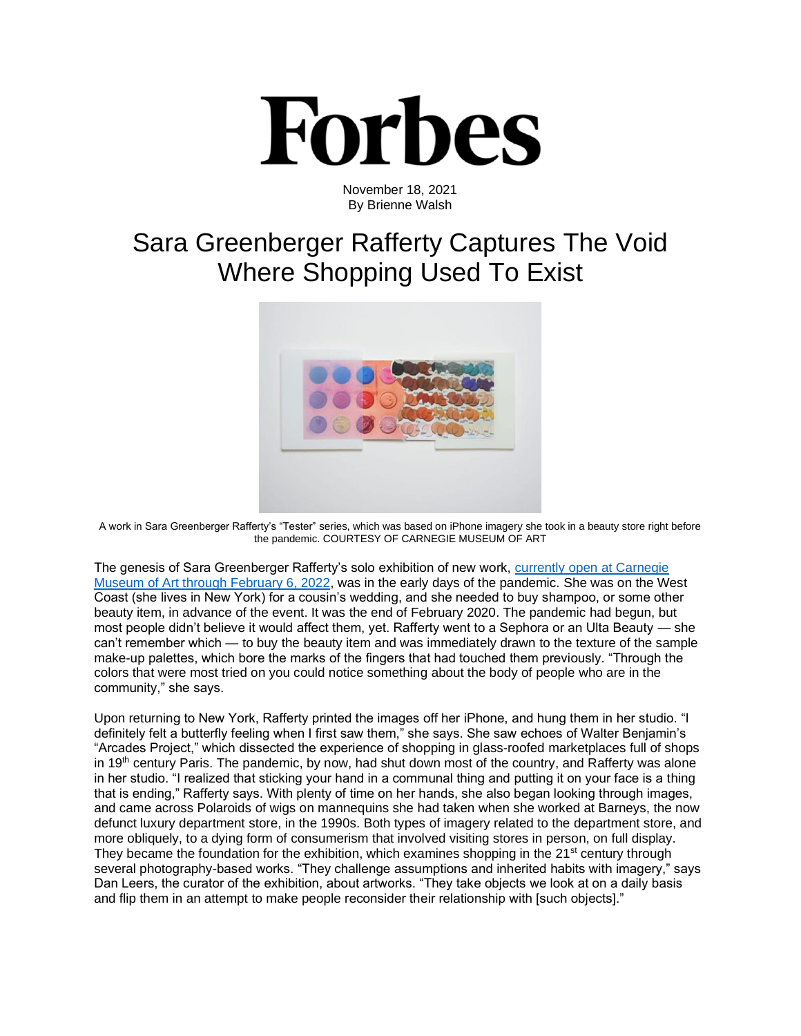# Forbes

November 18, 2021
By Brienne Walsh

## Sara Greenberger Rafferty Captures The Void Where Shopping Used To Exist

A work in Sara Greenberger Rafferty's "Tester" series, which was based on iPhone imagery she took in a beauty store right before the pandemic. COURTESY OF CARNEGIE MUSEUM OF ART

The genesis of Sara Greenberger Rafferty's solo exhibition of new work, currently open at Carnegie Museum of Art through February 6, 2022, was in the early days of the pandemic. She was on the West Coast (she lives in New York) for a cousin's wedding, and she needed to buy shampoo, or some other beauty item, in advance of the event. It was the end of February 2020. The pandemic had begun, but most people didn't believe it would affect them, yet. Rafferty went to a Sephora or an Ulta Beauty — she can't remember which — to buy the beauty item and was immediately drawn to the texture of the sample make-up palettes, which bore the marks of the fingers that had touched them previously. "Through the colors that were most tried on you could notice something about the body of people who are in the community," she says.

Upon returning to New York, Rafferty printed the images off her iPhone, and hung them in her studio. "I definitely felt a butterfly feeling when I first saw them," she says. She saw echoes of Walter Benjamin's "Arcades Project," which dissected the experience of shopping in glass-roofed marketplaces full of shops in 19th century Paris. The pandemic, by now, had shut down most of the country, and Rafferty was alone in her studio. "I realized that sticking your hand in a communal thing and putting it on your face is a thing that is ending," Rafferty says. With plenty of time on her hands, she also began looking through images, and came across Polaroids of wigs on mannequins she had taken when she worked at Barneys, the now defunct luxury department store, in the 1990s. Both types of imagery related to the department store, and more obliquely, to a dying form of consumerism that involved visiting stores in person, on full display. They became the foundation for the exhibition, which examines shopping in the 21st century through several photography-based works. "They challenge assumptions and inherited habits with imagery," says Dan Leers, the curator of the exhibition, about artworks. "They take objects we look at on a daily basis and flip them in an attempt to make people reconsider their relationship with [such objects]."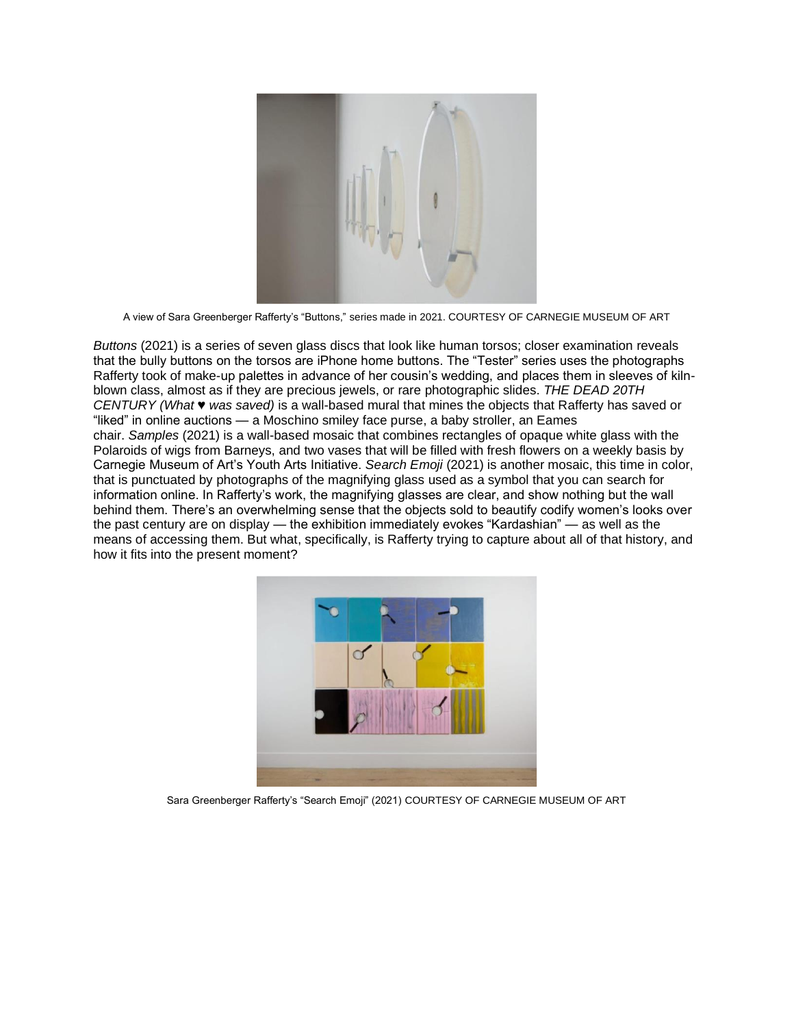A view of Sara Greenberger Rafferty's "Buttons," series made in 2021. COURTESY OF CARNEGIE MUSEUM OF ART

*Buttons* (2021) is a series of seven glass discs that look like human torsos; closer examination reveals that the bully buttons on the torsos are iPhone home buttons. The "Tester" series uses the photographs Rafferty took of make-up palettes in advance of her cousin's wedding, and places them in sleeves of kiln-blown class, almost as if they are precious jewels, or rare photographic slides. *THE DEAD 20TH CENTURY (What ♥ was saved)* is a wall-based mural that mines the objects that Rafferty has saved or "liked" in online auctions — a Moschino smiley face purse, a baby stroller, an Eames chair. *Samples* (2021) is a wall-based mosaic that combines rectangles of opaque white glass with the Polaroids of wigs from Barneys, and two vases that will be filled with fresh flowers on a weekly basis by Carnegie Museum of Art's Youth Arts Initiative. *Search Emoji* (2021) is another mosaic, this time in color, that is punctuated by photographs of the magnifying glass used as a symbol that you can search for information online. In Rafferty's work, the magnifying glasses are clear, and show nothing but the wall behind them. There's an overwhelming sense that the objects sold to beautify codify women's looks over the past century are on display — the exhibition immediately evokes "Kardashian" — as well as the means of accessing them. But what, specifically, is Rafferty trying to capture about all of that history, and how it fits into the present moment?

Sara Greenberger Rafferty's "Search Emoji" (2021) COURTESY OF CARNEGIE MUSEUM OF ART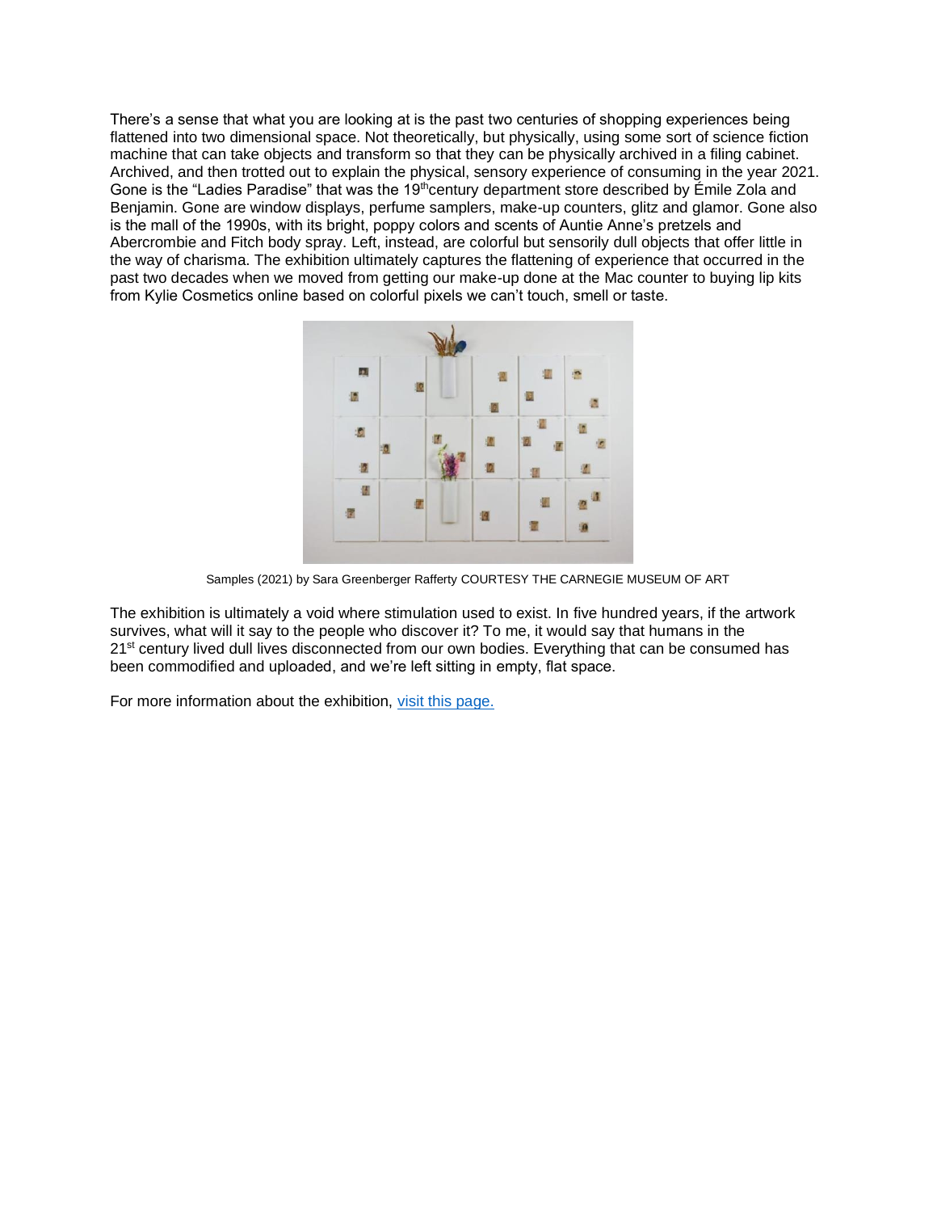There's a sense that what you are looking at is the past two centuries of shopping experiences being flattened into two dimensional space. Not theoretically, but physically, using some sort of science fiction machine that can take objects and transform so that they can be physically archived in a filing cabinet. Archived, and then trotted out to explain the physical, sensory experience of consuming in the year 2021. Gone is the "Ladies Paradise" that was the 19th century department store described by Émile Zola and Benjamin. Gone are window displays, perfume samplers, make-up counters, glitz and glamor. Gone also is the mall of the 1990s, with its bright, poppy colors and scents of Auntie Anne's pretzels and Abercrombie and Fitch body spray. Left, instead, are colorful but sensorily dull objects that offer little in the way of charisma. The exhibition ultimately captures the flattening of experience that occurred in the past two decades when we moved from getting our make-up done at the Mac counter to buying lip kits from Kylie Cosmetics online based on colorful pixels we can't touch, smell or taste.

Samples (2021) by Sara Greenberger Rafferty COURTESY THE CARNEGIE MUSEUM OF ART

The exhibition is ultimately a void where stimulation used to exist. In five hundred years, if the artwork survives, what will it say to the people who discover it? To me, it would say that humans in the 21st century lived dull lives disconnected from our own bodies. Everything that can be consumed has been commodified and uploaded, and we're left sitting in empty, flat space.

For more information about the exhibition, visit this page.